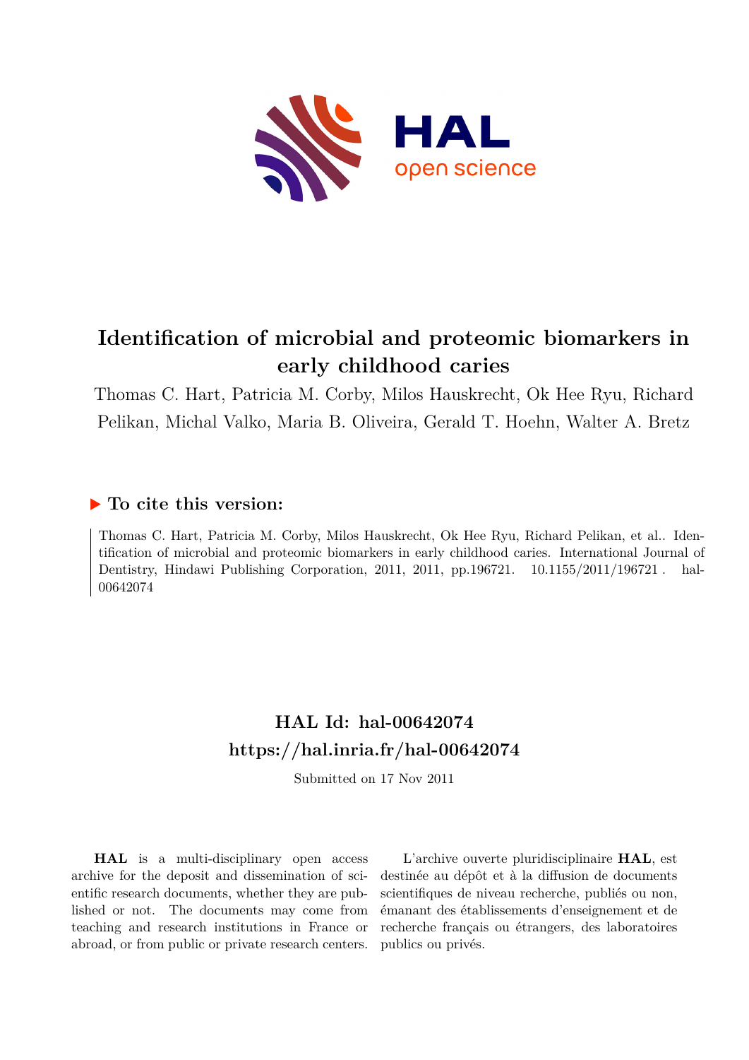# Identification of microbial and proteomic biomarkers in early childhood caries

Thomas C. Hart, Patricia M. Corby, Milos Hauskrecht, Ok Hee Ryu, Richard Pelikan, Michal Valko, Maria B. Oliveira, Gerald T. Hoehn, Walter A. Bretz

## ▶ To cite this version:

Thomas C. Hart, Patricia M. Corby, Milos Hauskrecht, Ok Hee Ryu, Richard Pelikan, et al.. Identification of microbial and proteomic biomarkers in early childhood caries. International Journal of Dentistry, Hindawi Publishing Corporation, 2011, 2011, pp.196721. 10.1155/2011/196721. hal-00642074

## HAL Id: hal-00642074
## https://hal.inria.fr/hal-00642074

Submitted on 17 Nov 2011

**HAL** is a multi-disciplinary open access archive for the deposit and dissemination of scientific research documents, whether they are published or not. The documents may come from teaching and research institutions in France or abroad, or from public or private research centers.

L'archive ouverte pluridisciplinaire **HAL**, est destinée au dépôt et à la diffusion de documents scientifiques de niveau recherche, publiés ou non, émanant des établissements d'enseignement et de recherche français ou étrangers, des laboratoires publics ou privés.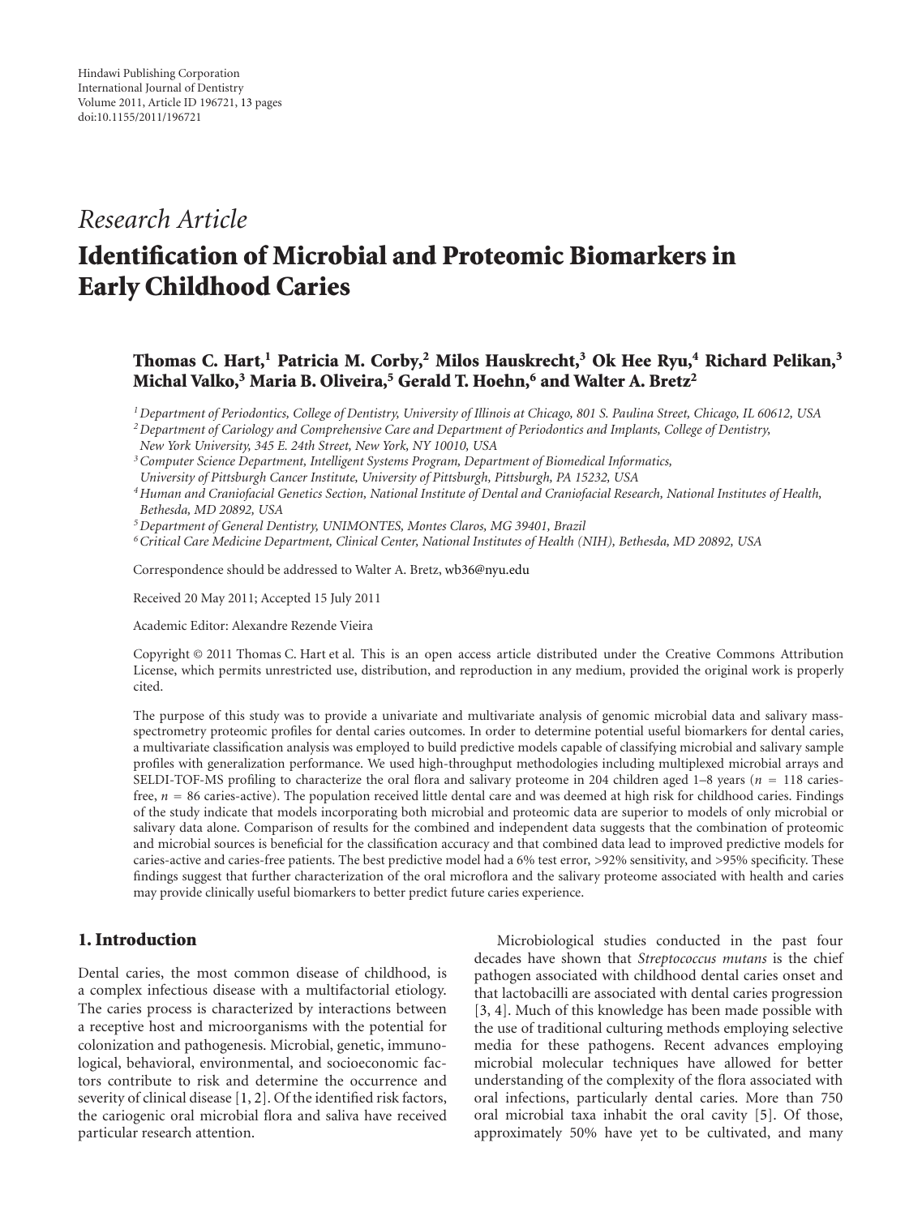*Research Article*

# Identification of Microbial and Proteomic Biomarkers in Early Childhood Caries

**Thomas C. Hart,[1] Patricia M. Corby,[2] Milos Hauskrecht,[3] Ok Hee Ryu,[4] Richard Pelikan,[3] Michal Valko,[3] Maria B. Oliveira,[5] Gerald T. Hoehn,[6] and Walter A. Bretz[2]**

[1] *Department of Periodontics, College of Dentistry, University of Illinois at Chicago, 801 S. Paulina Street, Chicago, IL 60612, USA*
[2] *Department of Cariology and Comprehensive Care and Department of Periodontics and Implants, College of Dentistry, New York University, 345 E. 24th Street, New York, NY 10010, USA*
[3] *Computer Science Department, Intelligent Systems Program, Department of Biomedical Informatics, University of Pittsburgh Cancer Institute, University of Pittsburgh, Pittsburgh, PA 15232, USA*
[4] *Human and Craniofacial Genetics Section, National Institute of Dental and Craniofacial Research, National Institutes of Health, Bethesda, MD 20892, USA*
[5] *Department of General Dentistry, UNIMONTES, Montes Claros, MG 39401, Brazil*
[6] *Critical Care Medicine Department, Clinical Center, National Institutes of Health (NIH), Bethesda, MD 20892, USA*

Correspondence should be addressed to Walter A. Bretz, wb36@nyu.edu

Received 20 May 2011; Accepted 15 July 2011

Academic Editor: Alexandre Rezende Vieira

Copyright © 2011 Thomas C. Hart et al. This is an open access article distributed under the Creative Commons Attribution License, which permits unrestricted use, distribution, and reproduction in any medium, provided the original work is properly cited.

The purpose of this study was to provide a univariate and multivariate analysis of genomic microbial data and salivary mass-spectrometry proteomic profiles for dental caries outcomes. In order to determine potential useful biomarkers for dental caries, a multivariate classification analysis was employed to build predictive models capable of classifying microbial and salivary sample profiles with generalization performance. We used high-throughput methodologies including multiplexed microbial arrays and SELDI-TOF-MS profiling to characterize the oral flora and salivary proteome in 204 children aged 1–8 years ($n = 118$ caries-free, $n = 86$ caries-active). The population received little dental care and was deemed at high risk for childhood caries. Findings of the study indicate that models incorporating both microbial and proteomic data are superior to models of only microbial or salivary data alone. Comparison of results for the combined and independent data suggests that the combination of proteomic and microbial sources is beneficial for the classification accuracy and that combined data lead to improved predictive models for caries-active and caries-free patients. The best predictive model had a 6% test error, >92% sensitivity, and >95% specificity. These findings suggest that further characterization of the oral microflora and the salivary proteome associated with health and caries may provide clinically useful biomarkers to better predict future caries experience.

## 1. Introduction

Dental caries, the most common disease of childhood, is a complex infectious disease with a multifactorial etiology. The caries process is characterized by interactions between a receptive host and microorganisms with the potential for colonization and pathogenesis. Microbial, genetic, immunological, behavioral, environmental, and socioeconomic factors contribute to risk and determine the occurrence and severity of clinical disease [1, 2]. Of the identified risk factors, the cariogenic oral microbial flora and saliva have received particular research attention.

Microbiological studies conducted in the past four decades have shown that *Streptococcus mutans* is the chief pathogen associated with childhood dental caries onset and that lactobacilli are associated with dental caries progression [3, 4]. Much of this knowledge has been made possible with the use of traditional culturing methods employing selective media for these pathogens. Recent advances employing microbial molecular techniques have allowed for better understanding of the complexity of the flora associated with oral infections, particularly dental caries. More than 750 oral microbial taxa inhabit the oral cavity [5]. Of those, approximately 50% have yet to be cultivated, and many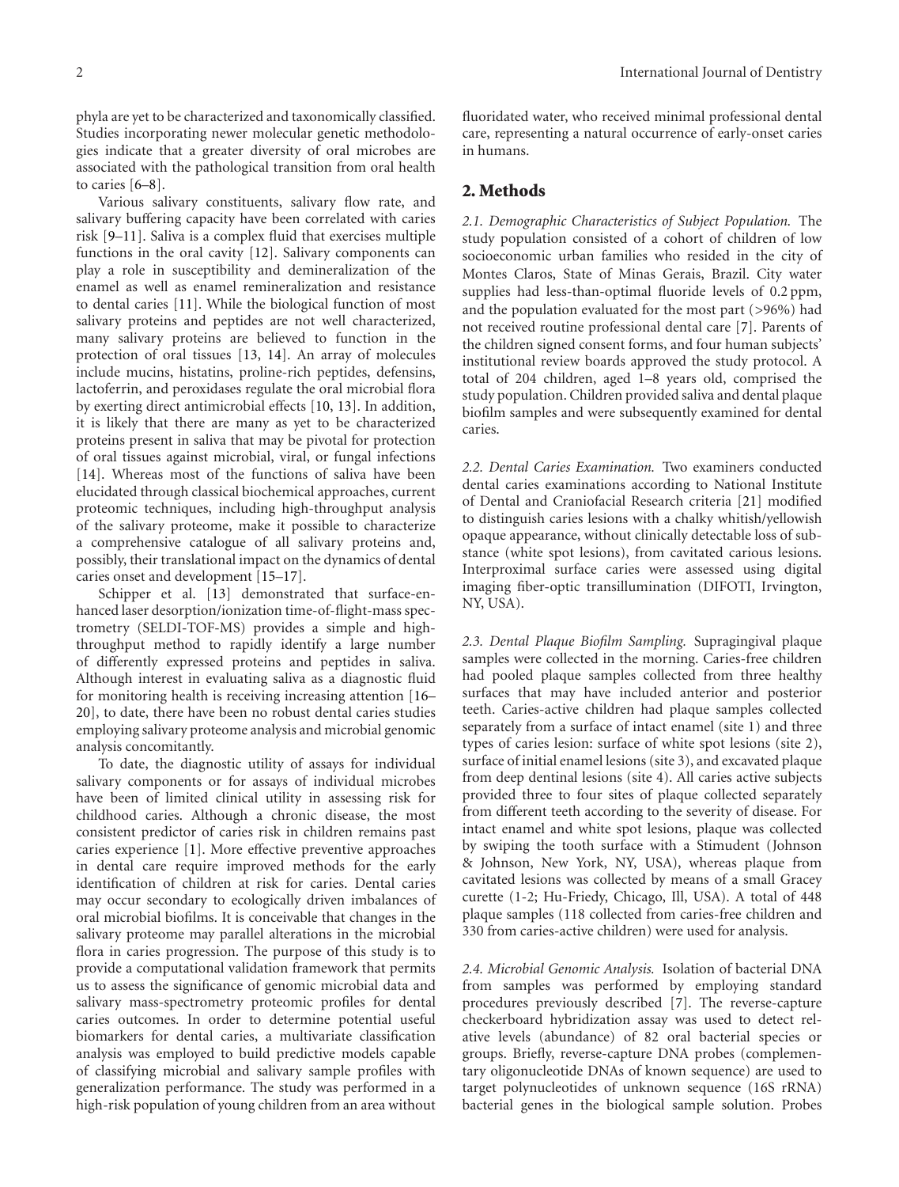phyla are yet to be characterized and taxonomically classified. Studies incorporating newer molecular genetic methodologies indicate that a greater diversity of oral microbes are associated with the pathological transition from oral health to caries [6–8].

Various salivary constituents, salivary flow rate, and salivary buffering capacity have been correlated with caries risk [9–11]. Saliva is a complex fluid that exercises multiple functions in the oral cavity [12]. Salivary components can play a role in susceptibility and demineralization of the enamel as well as enamel remineralization and resistance to dental caries [11]. While the biological function of most salivary proteins and peptides are not well characterized, many salivary proteins are believed to function in the protection of oral tissues [13, 14]. An array of molecules include mucins, histatins, proline-rich peptides, defensins, lactoferrin, and peroxidases regulate the oral microbial flora by exerting direct antimicrobial effects [10, 13]. In addition, it is likely that there are many as yet to be characterized proteins present in saliva that may be pivotal for protection of oral tissues against microbial, viral, or fungal infections [14]. Whereas most of the functions of saliva have been elucidated through classical biochemical approaches, current proteomic techniques, including high-throughput analysis of the salivary proteome, make it possible to characterize a comprehensive catalogue of all salivary proteins and, possibly, their translational impact on the dynamics of dental caries onset and development [15–17].

Schipper et al. [13] demonstrated that surface-enhanced laser desorption/ionization time-of-flight-mass spectrometry (SELDI-TOF-MS) provides a simple and high-throughput method to rapidly identify a large number of differently expressed proteins and peptides in saliva. Although interest in evaluating saliva as a diagnostic fluid for monitoring health is receiving increasing attention [16–20], to date, there have been no robust dental caries studies employing salivary proteome analysis and microbial genomic analysis concomitantly.

To date, the diagnostic utility of assays for individual salivary components or for assays of individual microbes have been of limited clinical utility in assessing risk for childhood caries. Although a chronic disease, the most consistent predictor of caries risk in children remains past caries experience [1]. More effective preventive approaches in dental care require improved methods for the early identification of children at risk for caries. Dental caries may occur secondary to ecologically driven imbalances of oral microbial biofilms. It is conceivable that changes in the salivary proteome may parallel alterations in the microbial flora in caries progression. The purpose of this study is to provide a computational validation framework that permits us to assess the significance of genomic microbial data and salivary mass-spectrometry proteomic profiles for dental caries outcomes. In order to determine potential useful biomarkers for dental caries, a multivariate classification analysis was employed to build predictive models capable of classifying microbial and salivary sample profiles with generalization performance. The study was performed in a high-risk population of young children from an area without fluoridated water, who received minimal professional dental care, representing a natural occurrence of early-onset caries in humans.

## 2. Methods

*2.1. Demographic Characteristics of Subject Population.* The study population consisted of a cohort of children of low socioeconomic urban families who resided in the city of Montes Claros, State of Minas Gerais, Brazil. City water supplies had less-than-optimal fluoride levels of 0.2 ppm, and the population evaluated for the most part (>96%) had not received routine professional dental care [7]. Parents of the children signed consent forms, and four human subjects' institutional review boards approved the study protocol. A total of 204 children, aged 1–8 years old, comprised the study population. Children provided saliva and dental plaque biofilm samples and were subsequently examined for dental caries.

*2.2. Dental Caries Examination.* Two examiners conducted dental caries examinations according to National Institute of Dental and Craniofacial Research criteria [21] modified to distinguish caries lesions with a chalky whitish/yellowish opaque appearance, without clinically detectable loss of substance (white spot lesions), from cavitated carious lesions. Interproximal surface caries were assessed using digital imaging fiber-optic transillumination (DIFOTI, Irvington, NY, USA).

*2.3. Dental Plaque Biofilm Sampling.* Supragingival plaque samples were collected in the morning. Caries-free children had pooled plaque samples collected from three healthy surfaces that may have included anterior and posterior teeth. Caries-active children had plaque samples collected separately from a surface of intact enamel (site 1) and three types of caries lesion: surface of white spot lesions (site 2), surface of initial enamel lesions (site 3), and excavated plaque from deep dentinal lesions (site 4). All caries active subjects provided three to four sites of plaque collected separately from different teeth according to the severity of disease. For intact enamel and white spot lesions, plaque was collected by swiping the tooth surface with a Stimudent (Johnson & Johnson, New York, NY, USA), whereas plaque from cavitated lesions was collected by means of a small Gracey curette (1-2; Hu-Friedy, Chicago, Ill, USA). A total of 448 plaque samples (118 collected from caries-free children and 330 from caries-active children) were used for analysis.

*2.4. Microbial Genomic Analysis.* Isolation of bacterial DNA from samples was performed by employing standard procedures previously described [7]. The reverse-capture checkerboard hybridization assay was used to detect relative levels (abundance) of 82 oral bacterial species or groups. Briefly, reverse-capture DNA probes (complementary oligonucleotide DNAs of known sequence) are used to target polynucleotides of unknown sequence (16S rRNA) bacterial genes in the biological sample solution. Probes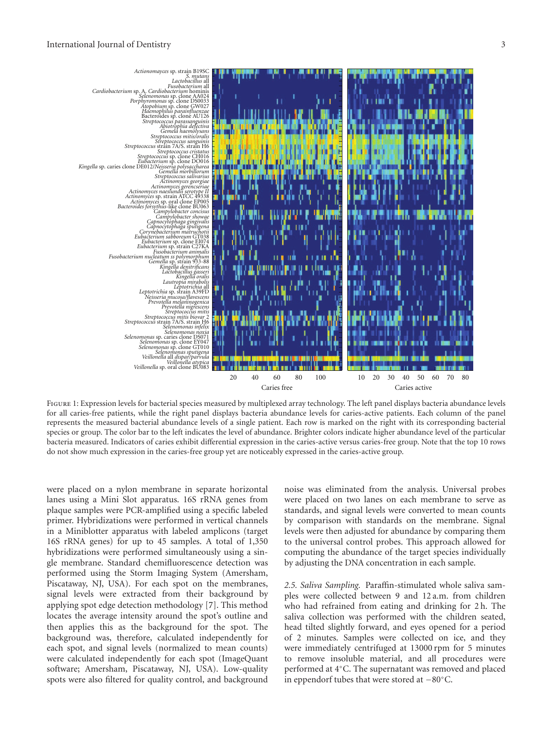Figure 1: Expression levels for bacterial species measured by multiplexed array technology. The left panel displays bacteria abundance levels for all caries-free patients, while the right panel displays bacteria abundance levels for caries-active patients. Each column of the panel represents the measured bacterial abundance levels of a single patient. Each row is marked on the right with its corresponding bacterial species or group. The color bar to the left indicates the level of abundance. Brighter colors indicate higher abundance level of the particular bacteria measured. Indicators of caries exhibit differential expression in the caries-active versus caries-free group. Note that the top 10 rows do not show much expression in the caries-free group yet are noticeably expressed in the caries-active group.

were placed on a nylon membrane in separate horizontal lanes using a Mini Slot apparatus. 16S rRNA genes from plaque samples were PCR-amplified using a specific labeled primer. Hybridizations were performed in vertical channels in a Miniblotter apparatus with labeled amplicons (target 16S rRNA genes) for up to 45 samples. A total of 1,350 hybridizations were performed simultaneously using a single membrane. Standard chemifluorescence detection was performed using the Storm Imaging System (Amersham, Piscataway, NJ, USA). For each spot on the membranes, signal levels were extracted from their background by applying spot edge detection methodology [7]. This method locates the average intensity around the spot's outline and then applies this as the background for the spot. The background was, therefore, calculated independently for each spot, and signal levels (normalized to mean counts) were calculated independently for each spot (ImageQuant software; Amersham, Piscataway, NJ, USA). Low-quality spots were also filtered for quality control, and background noise was eliminated from the analysis. Universal probes were placed on two lanes on each membrane to serve as standards, and signal levels were converted to mean counts by comparison with standards on the membrane. Signal levels were then adjusted for abundance by comparing them to the universal control probes. This approach allowed for computing the abundance of the target species individually by adjusting the DNA concentration in each sample.

*2.5. Saliva Sampling.* Paraffin-stimulated whole saliva samples were collected between 9 and 12 a.m. from children who had refrained from eating and drinking for 2 h. The saliva collection was performed with the children seated, head tilted slightly forward, and eyes opened for a period of 2 minutes. Samples were collected on ice, and they were immediately centrifuged at 13000 rpm for 5 minutes to remove insoluble material, and all procedures were performed at 4°C. The supernatant was removed and placed in eppendorf tubes that were stored at −80°C.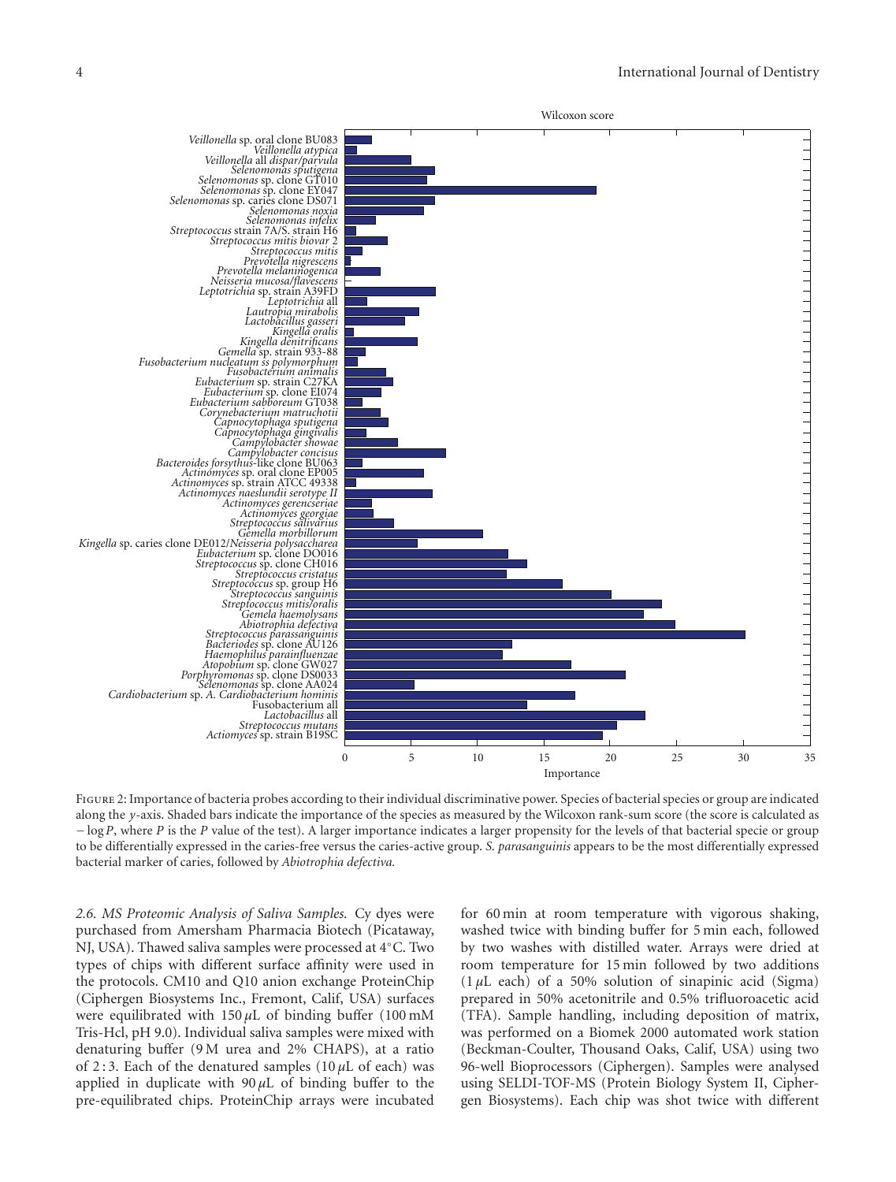Figure 2: Importance of bacteria probes according to their individual discriminative power. Species of bacterial species or group are indicated along the *y*-axis. Shaded bars indicate the importance of the species as measured by the Wilcoxon rank-sum score (the score is calculated as $-\log P$, where $P$ is the $P$ value of the test). A larger importance indicates a larger propensity for the levels of that bacterial specie or group to be differentially expressed in the caries-free versus the caries-active group. *S. parasanguinis* appears to be the most differentially expressed bacterial marker of caries, followed by *Abiotrophia defectiva.*

*2.6. MS Proteomic Analysis of Saliva Samples.* Cy dyes were purchased from Amersham Pharmacia Biotech (Picataway, NJ, USA). Thawed saliva samples were processed at 4°C. Two types of chips with different surface affinity were used in the protocols. CM10 and Q10 anion exchange ProteinChip (Ciphergen Biosystems Inc., Fremont, Calif, USA) surfaces were equilibrated with 150 $\mu$L of binding buffer (100 mM Tris-Hcl, pH 9.0). Individual saliva samples were mixed with denaturing buffer (9 M urea and 2% CHAPS), at a ratio of 2 : 3. Each of the denatured samples (10 $\mu$L of each) was applied in duplicate with 90 $\mu$L of binding buffer to the pre-equilibrated chips. ProteinChip arrays were incubated for 60 min at room temperature with vigorous shaking, washed twice with binding buffer for 5 min each, followed by two washes with distilled water. Arrays were dried at room temperature for 15 min followed by two additions (1 $\mu$L each) of a 50% solution of sinapinic acid (Sigma) prepared in 50% acetonitrile and 0.5% trifluoroacetic acid (TFA). Sample handling, including deposition of matrix, was performed on a Biomek 2000 automated work station (Beckman-Coulter, Thousand Oaks, Calif, USA) using two 96-well Bioprocessors (Ciphergen). Samples were analysed using SELDI-TOF-MS (Protein Biology System II, Ciphergen Biosystems). Each chip was shot twice with different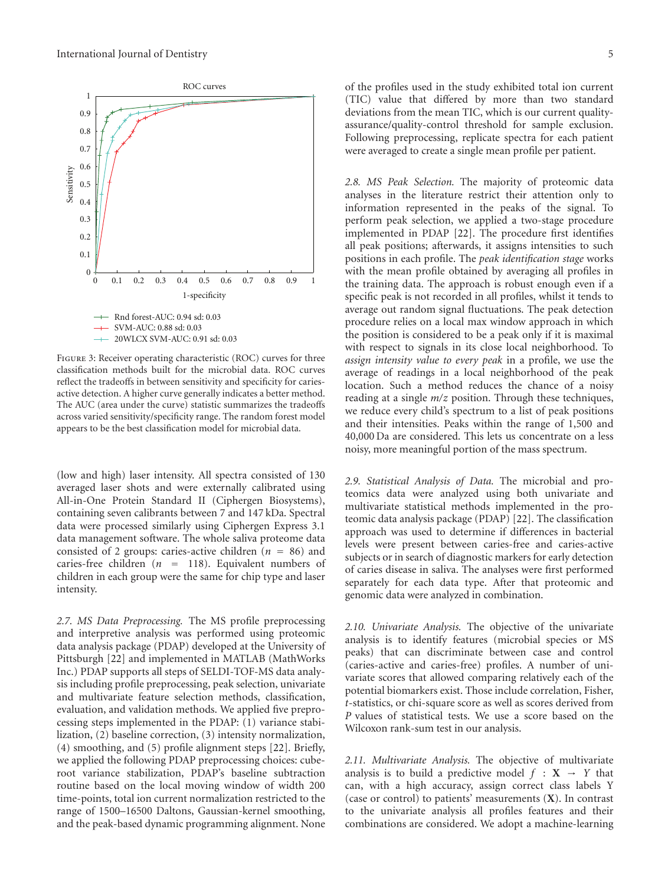ROC curves

1
0.9
0.8
0.7
0.6
0.5
0.4
0.3
0.2
0.1
0

Sensitivity

0 0.1 0.2 0.3 0.4 0.5 0.6 0.7 0.8 0.9 1

1-specificity

Rnd forest-AUC: 0.94 sd: 0.03
SVM-AUC: 0.88 sd: 0.03
20WLCX SVM-AUC: 0.91 sd: 0.03

Figure 3: Receiver operating characteristic (ROC) curves for three classification methods built for the microbial data. ROC curves reflect the tradeoffs in between sensitivity and specificity for caries-active detection. A higher curve generally indicates a better method. The AUC (area under the curve) statistic summarizes the tradeoffs across varied sensitivity/specificity range. The random forest model appears to be the best classification model for microbial data.

(low and high) laser intensity. All spectra consisted of 130 averaged laser shots and were externally calibrated using All-in-One Protein Standard II (Ciphergen Biosystems), containing seven calibrants between 7 and 147 kDa. Spectral data were processed similarly using Ciphergen Express 3.1 data management software. The whole saliva proteome data consisted of 2 groups: caries-active children ($n = 86$) and caries-free children ($n = 118$). Equivalent numbers of children in each group were the same for chip type and laser intensity.

*2.7. MS Data Preprocessing.* The MS profile preprocessing and interpretive analysis was performed using proteomic data analysis package (PDAP) developed at the University of Pittsburgh [22] and implemented in MATLAB (MathWorks Inc.) PDAP supports all steps of SELDI-TOF-MS data analysis including profile preprocessing, peak selection, univariate and multivariate feature selection methods, classification, evaluation, and validation methods. We applied five preprocessing steps implemented in the PDAP: (1) variance stabilization, (2) baseline correction, (3) intensity normalization, (4) smoothing, and (5) profile alignment steps [22]. Briefly, we applied the following PDAP preprocessing choices: cube-root variance stabilization, PDAP's baseline subtraction routine based on the local moving window of width 200 time-points, total ion current normalization restricted to the range of 1500–16500 Daltons, Gaussian-kernel smoothing, and the peak-based dynamic programming alignment. None of the profiles used in the study exhibited total ion current (TIC) value that differed by more than two standard deviations from the mean TIC, which is our current quality-assurance/quality-control threshold for sample exclusion. Following preprocessing, replicate spectra for each patient were averaged to create a single mean profile per patient.

*2.8. MS Peak Selection.* The majority of proteomic data analyses in the literature restrict their attention only to information represented in the peaks of the signal. To perform peak selection, we applied a two-stage procedure implemented in PDAP [22]. The procedure first identifies all peak positions; afterwards, it assigns intensities to such positions in each profile. The *peak identification stage* works with the mean profile obtained by averaging all profiles in the training data. The approach is robust enough even if a specific peak is not recorded in all profiles, whilst it tends to average out random signal fluctuations. The peak detection procedure relies on a local max window approach in which the position is considered to be a peak only if it is maximal with respect to signals in its close local neighborhood. To *assign intensity value to every peak* in a profile, we use the average of readings in a local neighborhood of the peak location. Such a method reduces the chance of a noisy reading at a single *m/z* position. Through these techniques, we reduce every child's spectrum to a list of peak positions and their intensities. Peaks within the range of 1,500 and 40,000 Da are considered. This lets us concentrate on a less noisy, more meaningful portion of the mass spectrum.

*2.9. Statistical Analysis of Data.* The microbial and proteomics data were analyzed using both univariate and multivariate statistical methods implemented in the proteomic data analysis package (PDAP) [22]. The classification approach was used to determine if differences in bacterial levels were present between caries-free and caries-active subjects or in search of diagnostic markers for early detection of caries disease in saliva. The analyses were first performed separately for each data type. After that proteomic and genomic data were analyzed in combination.

*2.10. Univariate Analysis.* The objective of the univariate analysis is to identify features (microbial species or MS peaks) that can discriminate between case and control (caries-active and caries-free) profiles. A number of univariate scores that allowed comparing relatively each of the potential biomarkers exist. Those include correlation, Fisher, *t*-statistics, or chi-square score as well as scores derived from *P* values of statistical tests. We use a score based on the Wilcoxon rank-sum test in our analysis.

*2.11. Multivariate Analysis.* The objective of multivariate analysis is to build a predictive model $f : \mathbf{X} \rightarrow Y$ that can, with a high accuracy, assign correct class labels Y (case or control) to patients' measurements ($\mathbf{X}$). In contrast to the univariate analysis all profiles features and their combinations are considered. We adopt a machine-learning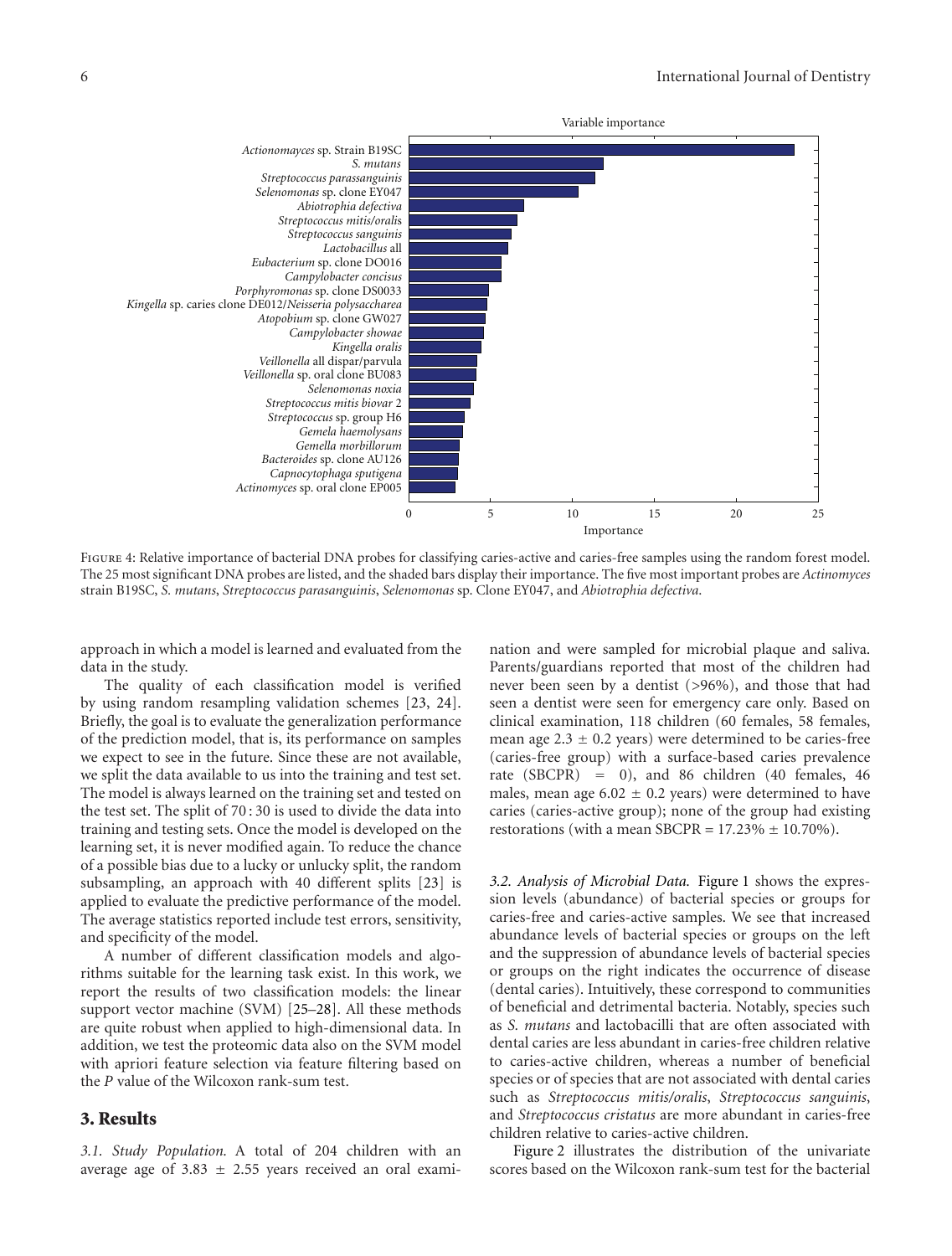FIGURE 4: Relative importance of bacterial DNA probes for classifying caries-active and caries-free samples using the random forest model. The 25 most significant DNA probes are listed, and the shaded bars display their importance. The five most important probes are *Actinomyces* strain B19SC, *S. mutans*, *Streptococcus parasanguinis*, *Selenomonas* sp. Clone EY047, and *Abiotrophia defectiva*.

approach in which a model is learned and evaluated from the data in the study.

The quality of each classification model is verified by using random resampling validation schemes [23, 24]. Briefly, the goal is to evaluate the generalization performance of the prediction model, that is, its performance on samples we expect to see in the future. Since these are not available, we split the data available to us into the training and test set. The model is always learned on the training set and tested on the test set. The split of 70 : 30 is used to divide the data into training and testing sets. Once the model is developed on the learning set, it is never modified again. To reduce the chance of a possible bias due to a lucky or unlucky split, the random subsampling, an approach with 40 different splits [23] is applied to evaluate the predictive performance of the model. The average statistics reported include test errors, sensitivity, and specificity of the model.

A number of different classification models and algorithms suitable for the learning task exist. In this work, we report the results of two classification models: the linear support vector machine (SVM) [25–28]. All these methods are quite robust when applied to high-dimensional data. In addition, we test the proteomic data also on the SVM model with apriori feature selection via feature filtering based on the *P* value of the Wilcoxon rank-sum test.

## 3. Results

*3.1. Study Population.* A total of 204 children with an average age of 3.83 ± 2.55 years received an oral examination and were sampled for microbial plaque and saliva. Parents/guardians reported that most of the children had never been seen by a dentist (>96%), and those that had seen a dentist were seen for emergency care only. Based on clinical examination, 118 children (60 females, 58 females, mean age 2.3 ± 0.2 years) were determined to be caries-free (caries-free group) with a surface-based caries prevalence rate (SBCPR) = 0), and 86 children (40 females, 46 males, mean age 6.02 ± 0.2 years) were determined to have caries (caries-active group); none of the group had existing restorations (with a mean SBCPR = 17.23% ± 10.70%).

*3.2. Analysis of Microbial Data.* Figure 1 shows the expression levels (abundance) of bacterial species or groups for caries-free and caries-active samples. We see that increased abundance levels of bacterial species or groups on the left and the suppression of abundance levels of bacterial species or groups on the right indicates the occurrence of disease (dental caries). Intuitively, these correspond to communities of beneficial and detrimental bacteria. Notably, species such as *S. mutans* and lactobacilli that are often associated with dental caries are less abundant in caries-free children relative to caries-active children, whereas a number of beneficial species or of species that are not associated with dental caries such as *Streptococcus mitis/oralis*, *Streptococcus sanguinis*, and *Streptococcus cristatus* are more abundant in caries-free children relative to caries-active children.

Figure 2 illustrates the distribution of the univariate scores based on the Wilcoxon rank-sum test for the bacterial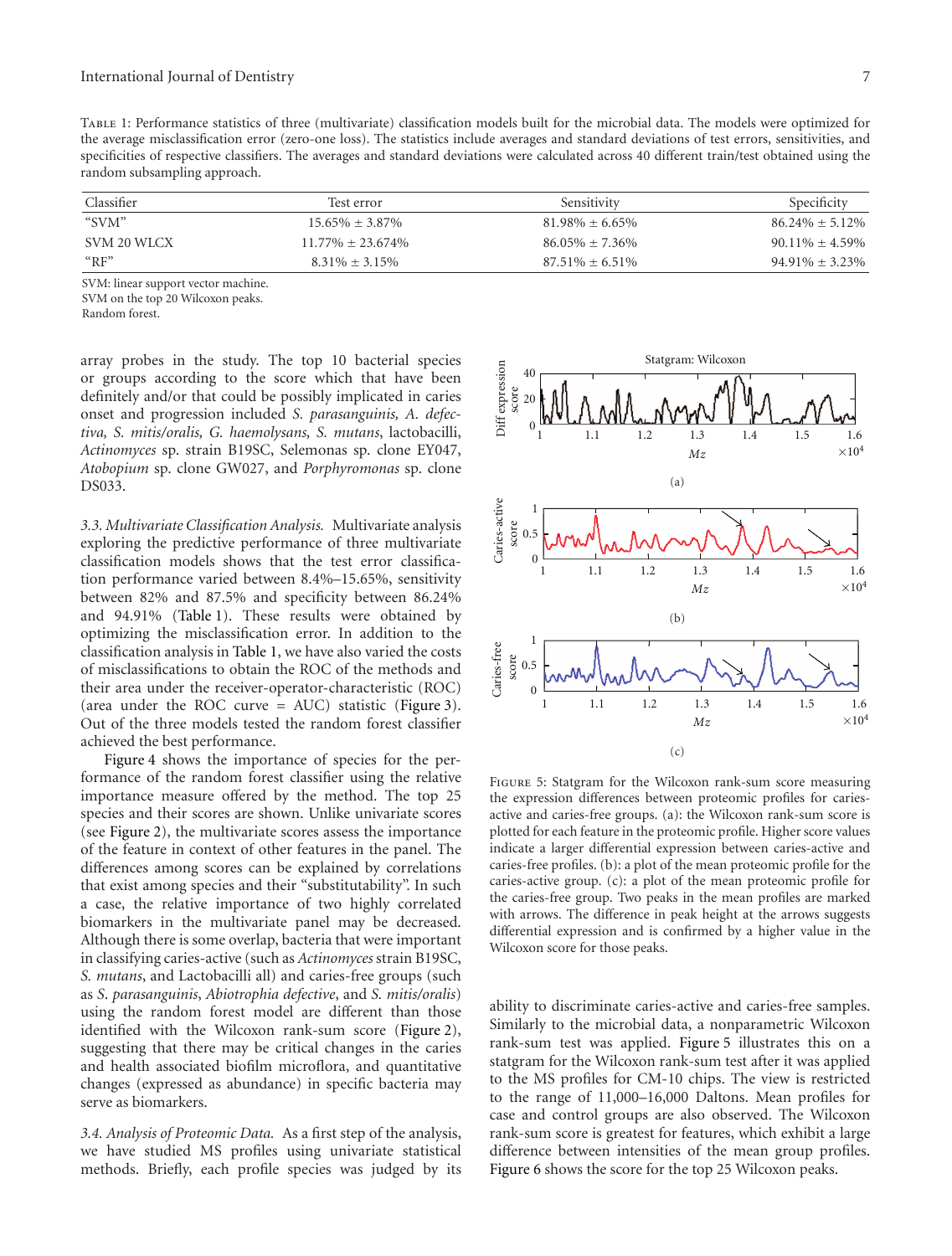Table 1: Performance statistics of three (multivariate) classification models built for the microbial data. The models were optimized for the average misclassification error (zero-one loss). The statistics include averages and standard deviations of test errors, sensitivities, and specificities of respective classifiers. The averages and standard deviations were calculated across 40 different train/test obtained using the random subsampling approach.

| Classifier | Test error | Sensitivity | Specificity |
|---|---|---|---|
| "SVM" | 15.65% ± 3.87% | 81.98% ± 6.65% | 86.24% ± 5.12% |
| SVM 20 WLCX | 11.77% ± 23.674% | 86.05% ± 7.36% | 90.11% ± 4.59% |
| "RF" | 8.31% ± 3.15% | 87.51% ± 6.51% | 94.91% ± 3.23% |

SVM: linear support vector machine.
SVM on the top 20 Wilcoxon peaks.
Random forest.

array probes in the study. The top 10 bacterial species or groups according to the score which that have been definitely and/or that could be possibly implicated in caries onset and progression included *S. parasanguinis, A. defectiva, S. mitis/oralis, G. haemolysans, S. mutans*, lactobacilli, *Actinomyces* sp. strain B19SC, Selemonas sp. clone EY047, *Atobopium* sp. clone GW027, and *Porphyromonas* sp. clone DS033.

*3.3. Multivariate Classification Analysis.* Multivariate analysis exploring the predictive performance of three multivariate classification models shows that the test error classification performance varied between 8.4%–15.65%, sensitivity between 82% and 87.5% and specificity between 86.24% and 94.91% (Table 1). These results were obtained by optimizing the misclassification error. In addition to the classification analysis in Table 1, we have also varied the costs of misclassifications to obtain the ROC of the methods and their area under the receiver-operator-characteristic (ROC) (area under the ROC curve = AUC) statistic (Figure 3). Out of the three models tested the random forest classifier achieved the best performance.

Figure 4 shows the importance of species for the performance of the random forest classifier using the relative importance measure offered by the method. The top 25 species and their scores are shown. Unlike univariate scores (see Figure 2), the multivariate scores assess the importance of the feature in context of other features in the panel. The differences among scores can be explained by correlations that exist among species and their "substitutability". In such a case, the relative importance of two highly correlated biomarkers in the multivariate panel may be decreased. Although there is some overlap, bacteria that were important in classifying caries-active (such as *Actinomyces* strain B19SC, *S. mutans*, and Lactobacilli all) and caries-free groups (such as *S. parasanguinis*, *Abiotrophia defective*, and *S. mitis/oralis*) using the random forest model are different than those identified with the Wilcoxon rank-sum score (Figure 2), suggesting that there may be critical changes in the caries and health associated biofilm microflora, and quantitative changes (expressed as abundance) in specific bacteria may serve as biomarkers.

*3.4. Analysis of Proteomic Data.* As a first step of the analysis, we have studied MS profiles using univariate statistical methods. Briefly, each profile species was judged by its ability to discriminate caries-active and caries-free samples. Similarly to the microbial data, a nonparametric Wilcoxon rank-sum test was applied. Figure 5 illustrates this on a statgram for the Wilcoxon rank-sum test after it was applied to the MS profiles for CM-10 chips. The view is restricted to the range of 11,000–16,000 Daltons. Mean profiles for case and control groups are also observed. The Wilcoxon rank-sum score is greatest for features, which exhibit a large difference between intensities of the mean group profiles. Figure 6 shows the score for the top 25 Wilcoxon peaks.

Figure 5: Statgram for the Wilcoxon rank-sum score measuring the expression differences between proteomic profiles for caries-active and caries-free groups. (a): the Wilcoxon rank-sum score is plotted for each feature in the proteomic profile. Higher score values indicate a larger differential expression between caries-active and caries-free profiles. (b): a plot of the mean proteomic profile for the caries-active group. (c): a plot of the mean proteomic profile for the caries-free group. Two peaks in the mean profiles are marked with arrows. The difference in peak height at the arrows suggests differential expression and is confirmed by a higher value in the Wilcoxon score for those peaks.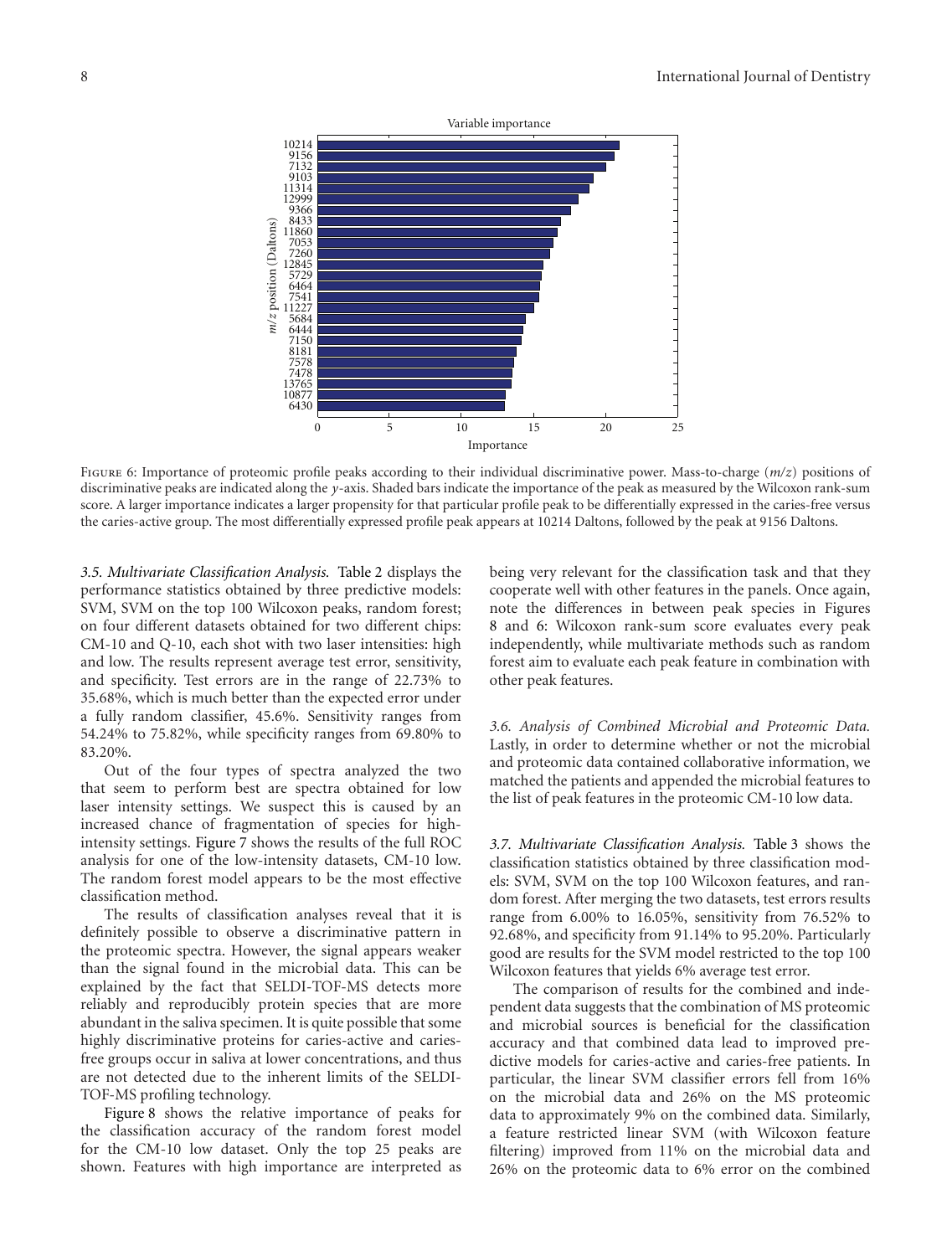Figure 6: Importance of proteomic profile peaks according to their individual discriminative power. Mass-to-charge ($m/z$) positions of discriminative peaks are indicated along the $y$-axis. Shaded bars indicate the importance of the peak as measured by the Wilcoxon rank-sum score. A larger importance indicates a larger propensity for that particular profile peak to be differentially expressed in the caries-free versus the caries-active group. The most differentially expressed profile peak appears at 10214 Daltons, followed by the peak at 9156 Daltons.

*3.5. Multivariate Classification Analysis.* Table 2 displays the performance statistics obtained by three predictive models: SVM, SVM on the top 100 Wilcoxon peaks, random forest; on four different datasets obtained for two different chips: CM-10 and Q-10, each shot with two laser intensities: high and low. The results represent average test error, sensitivity, and specificity. Test errors are in the range of 22.73% to 35.68%, which is much better than the expected error under a fully random classifier, 45.6%. Sensitivity ranges from 54.24% to 75.82%, while specificity ranges from 69.80% to 83.20%.

Out of the four types of spectra analyzed the two that seem to perform best are spectra obtained for low laser intensity settings. We suspect this is caused by an increased chance of fragmentation of species for high-intensity settings. Figure 7 shows the results of the full ROC analysis for one of the low-intensity datasets, CM-10 low. The random forest model appears to be the most effective classification method.

The results of classification analyses reveal that it is definitely possible to observe a discriminative pattern in the proteomic spectra. However, the signal appears weaker than the signal found in the microbial data. This can be explained by the fact that SELDI-TOF-MS detects more reliably and reproducibly protein species that are more abundant in the saliva specimen. It is quite possible that some highly discriminative proteins for caries-active and caries-free groups occur in saliva at lower concentrations, and thus are not detected due to the inherent limits of the SELDI-TOF-MS profiling technology.

Figure 8 shows the relative importance of peaks for the classification accuracy of the random forest model for the CM-10 low dataset. Only the top 25 peaks are shown. Features with high importance are interpreted as being very relevant for the classification task and that they cooperate well with other features in the panels. Once again, note the differences in between peak species in Figures 8 and 6: Wilcoxon rank-sum score evaluates every peak independently, while multivariate methods such as random forest aim to evaluate each peak feature in combination with other peak features.

*3.6. Analysis of Combined Microbial and Proteomic Data.* Lastly, in order to determine whether or not the microbial and proteomic data contained collaborative information, we matched the patients and appended the microbial features to the list of peak features in the proteomic CM-10 low data.

*3.7. Multivariate Classification Analysis.* Table 3 shows the classification statistics obtained by three classification models: SVM, SVM on the top 100 Wilcoxon features, and random forest. After merging the two datasets, test errors results range from 6.00% to 16.05%, sensitivity from 76.52% to 92.68%, and specificity from 91.14% to 95.20%. Particularly good are results for the SVM model restricted to the top 100 Wilcoxon features that yields 6% average test error.

The comparison of results for the combined and independent data suggests that the combination of MS proteomic and microbial sources is beneficial for the classification accuracy and that combined data lead to improved predictive models for caries-active and caries-free patients. In particular, the linear SVM classifier errors fell from 16% on the microbial data and 26% on the MS proteomic data to approximately 9% on the combined data. Similarly, a feature restricted linear SVM (with Wilcoxon feature filtering) improved from 11% on the microbial data and 26% on the proteomic data to 6% error on the combined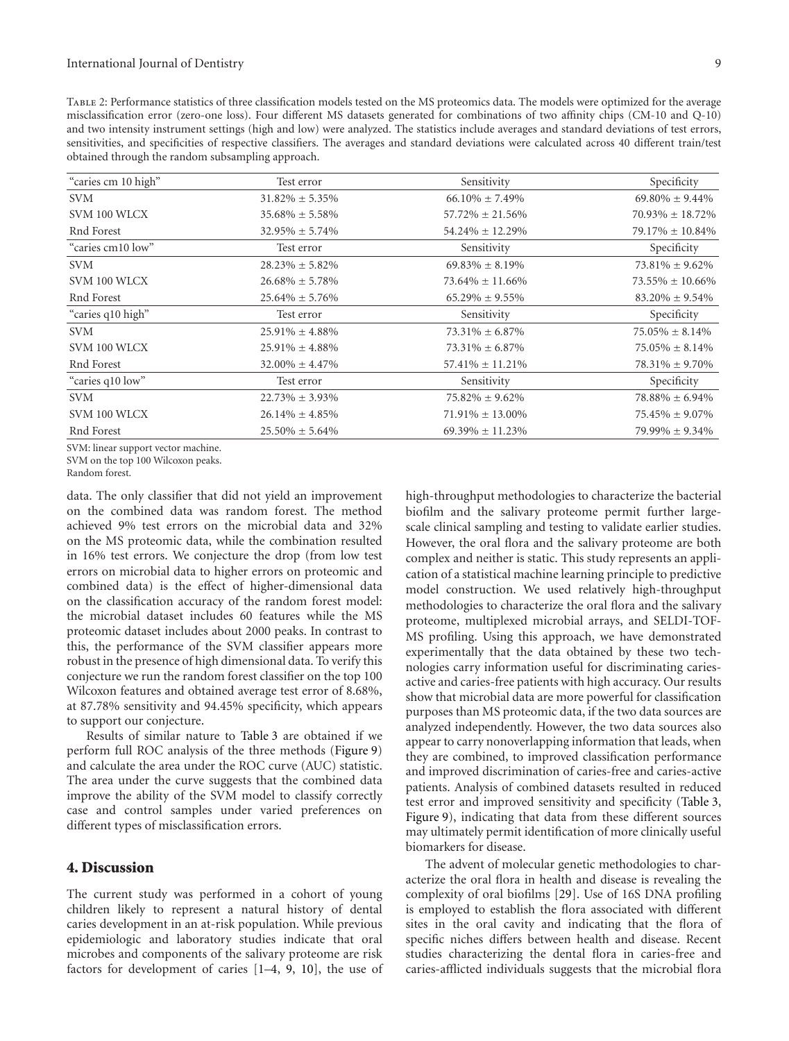Table 2: Performance statistics of three classification models tested on the MS proteomics data. The models were optimized for the average misclassification error (zero-one loss). Four different MS datasets generated for combinations of two affinity chips (CM-10 and Q-10) and two intensity instrument settings (high and low) were analyzed. The statistics include averages and standard deviations of test errors, sensitivities, and specificities of respective classifiers. The averages and standard deviations were calculated across 40 different train/test obtained through the random subsampling approach.

| "caries cm 10 high" | Test error | Sensitivity | Specificity |
|---|---|---|---|
| SVM | 31.82% ± 5.35% | 66.10% ± 7.49% | 69.80% ± 9.44% |
| SVM 100 WLCX | 35.68% ± 5.58% | 57.72% ± 21.56% | 70.93% ± 18.72% |
| Rnd Forest | 32.95% ± 5.74% | 54.24% ± 12.29% | 79.17% ± 10.84% |
| "caries cm10 low" | Test error | Sensitivity | Specificity |
| SVM | 28.23% ± 5.82% | 69.83% ± 8.19% | 73.81% ± 9.62% |
| SVM 100 WLCX | 26.68% ± 5.78% | 73.64% ± 11.66% | 73.55% ± 10.66% |
| Rnd Forest | 25.64% ± 5.76% | 65.29% ± 9.55% | 83.20% ± 9.54% |
| "caries q10 high" | Test error | Sensitivity | Specificity |
| SVM | 25.91% ± 4.88% | 73.31% ± 6.87% | 75.05% ± 8.14% |
| SVM 100 WLCX | 25.91% ± 4.88% | 73.31% ± 6.87% | 75.05% ± 8.14% |
| Rnd Forest | 32.00% ± 4.47% | 57.41% ± 11.21% | 78.31% ± 9.70% |
| "caries q10 low" | Test error | Sensitivity | Specificity |
| SVM | 22.73% ± 3.93% | 75.82% ± 9.62% | 78.88% ± 6.94% |
| SVM 100 WLCX | 26.14% ± 4.85% | 71.91% ± 13.00% | 75.45% ± 9.07% |
| Rnd Forest | 25.50% ± 5.64% | 69.39% ± 11.23% | 79.99% ± 9.34% |

SVM: linear support vector machine.
SVM on the top 100 Wilcoxon peaks.
Random forest.

data. The only classifier that did not yield an improvement on the combined data was random forest. The method achieved 9% test errors on the microbial data and 32% on the MS proteomic data, while the combination resulted in 16% test errors. We conjecture the drop (from low test errors on microbial data to higher errors on proteomic and combined data) is the effect of higher-dimensional data on the classification accuracy of the random forest model: the microbial dataset includes 60 features while the MS proteomic dataset includes about 2000 peaks. In contrast to this, the performance of the SVM classifier appears more robust in the presence of high dimensional data. To verify this conjecture we run the random forest classifier on the top 100 Wilcoxon features and obtained average test error of 8.68%, at 87.78% sensitivity and 94.45% specificity, which appears to support our conjecture.

Results of similar nature to Table 3 are obtained if we perform full ROC analysis of the three methods (Figure 9) and calculate the area under the ROC curve (AUC) statistic. The area under the curve suggests that the combined data improve the ability of the SVM model to classify correctly case and control samples under varied preferences on different types of misclassification errors.

## 4. Discussion

The current study was performed in a cohort of young children likely to represent a natural history of dental caries development in an at-risk population. While previous epidemiologic and laboratory studies indicate that oral microbes and components of the salivary proteome are risk factors for development of caries [1–4, 9, 10], the use of high-throughput methodologies to characterize the bacterial biofilm and the salivary proteome permit further large-scale clinical sampling and testing to validate earlier studies. However, the oral flora and the salivary proteome are both complex and neither is static. This study represents an application of a statistical machine learning principle to predictive model construction. We used relatively high-throughput methodologies to characterize the oral flora and the salivary proteome, multiplexed microbial arrays, and SELDI-TOF-MS profiling. Using this approach, we have demonstrated experimentally that the data obtained by these two technologies carry information useful for discriminating caries-active and caries-free patients with high accuracy. Our results show that microbial data are more powerful for classification purposes than MS proteomic data, if the two data sources are analyzed independently. However, the two data sources also appear to carry nonoverlapping information that leads, when they are combined, to improved classification performance and improved discrimination of caries-free and caries-active patients. Analysis of combined datasets resulted in reduced test error and improved sensitivity and specificity (Table 3, Figure 9), indicating that data from these different sources may ultimately permit identification of more clinically useful biomarkers for disease.

The advent of molecular genetic methodologies to characterize the oral flora in health and disease is revealing the complexity of oral biofilms [29]. Use of 16S DNA profiling is employed to establish the flora associated with different sites in the oral cavity and indicating that the flora of specific niches differs between health and disease. Recent studies characterizing the dental flora in caries-free and caries-afflicted individuals suggests that the microbial flora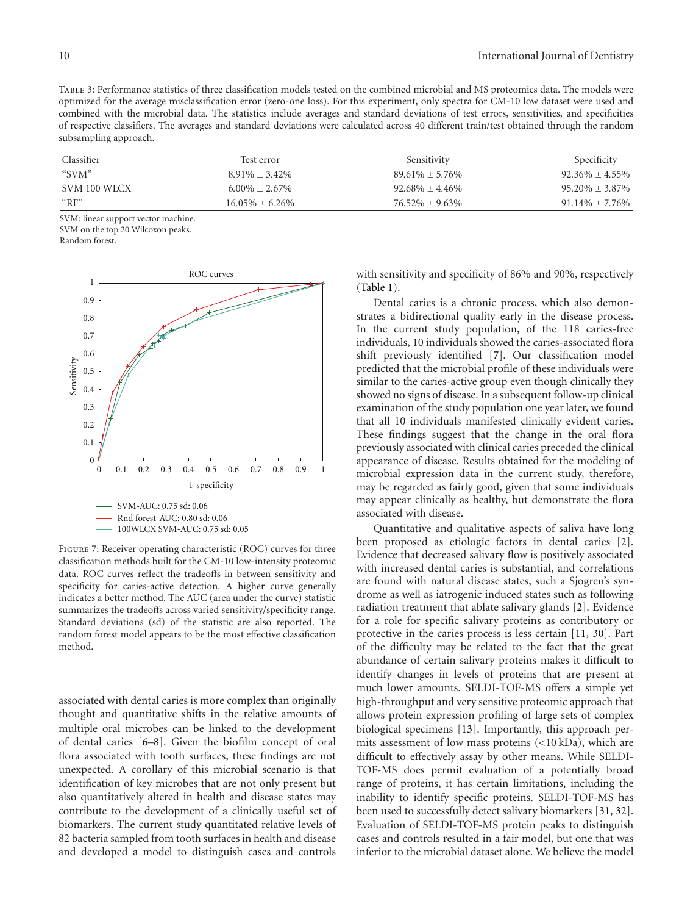Table 3: Performance statistics of three classification models tested on the combined microbial and MS proteomics data. The models were optimized for the average misclassification error (zero-one loss). For this experiment, only spectra for CM-10 low dataset were used and combined with the microbial data. The statistics include averages and standard deviations of test errors, sensitivities, and specificities of respective classifiers. The averages and standard deviations were calculated across 40 different train/test obtained through the random subsampling approach.

| Classifier | Test error | Sensitivity | Specificity |
|---|---|---|---|
| "SVM" | 8.91% ± 3.42% | 89.61% ± 5.76% | 92.36% ± 4.55% |
| SVM 100 WLCX | 6.00% ± 2.67% | 92.68% ± 4.46% | 95.20% ± 3.87% |
| "RF" | 16.05% ± 6.26% | 76.52% ± 9.63% | 91.14% ± 7.76% |

SVM: linear support vector machine.
SVM on the top 20 Wilcoxon peaks.
Random forest.

Figure 7: Receiver operating characteristic (ROC) curves for three classification methods built for the CM-10 low-intensity proteomic data. ROC curves reflect the tradeoffs in between sensitivity and specificity for caries-active detection. A higher curve generally indicates a better method. The AUC (area under the curve) statistic summarizes the tradeoffs across varied sensitivity/specificity range. Standard deviations (sd) of the statistic are also reported. The random forest model appears to be the most effective classification method.

associated with dental caries is more complex than originally thought and quantitative shifts in the relative amounts of multiple oral microbes can be linked to the development of dental caries [6–8]. Given the biofilm concept of oral flora associated with tooth surfaces, these findings are not unexpected. A corollary of this microbial scenario is that identification of key microbes that are not only present but also quantitatively altered in health and disease states may contribute to the development of a clinically useful set of biomarkers. The current study quantitated relative levels of 82 bacteria sampled from tooth surfaces in health and disease and developed a model to distinguish cases and controls with sensitivity and specificity of 86% and 90%, respectively (Table 1).

Dental caries is a chronic process, which also demonstrates a bidirectional quality early in the disease process. In the current study population, of the 118 caries-free individuals, 10 individuals showed the caries-associated flora shift previously identified [7]. Our classification model predicted that the microbial profile of these individuals were similar to the caries-active group even though clinically they showed no signs of disease. In a subsequent follow-up clinical examination of the study population one year later, we found that all 10 individuals manifested clinically evident caries. These findings suggest that the change in the oral flora previously associated with clinical caries preceded the clinical appearance of disease. Results obtained for the modeling of microbial expression data in the current study, therefore, may be regarded as fairly good, given that some individuals may appear clinically as healthy, but demonstrate the flora associated with disease.

Quantitative and qualitative aspects of saliva have long been proposed as etiologic factors in dental caries [2]. Evidence that decreased salivary flow is positively associated with increased dental caries is substantial, and correlations are found with natural disease states, such a Sjogren's syndrome as well as iatrogenic induced states such as following radiation treatment that ablate salivary glands [2]. Evidence for a role for specific salivary proteins as contributory or protective in the caries process is less certain [11, 30]. Part of the difficulty may be related to the fact that the great abundance of certain salivary proteins makes it difficult to identify changes in levels of proteins that are present at much lower amounts. SELDI-TOF-MS offers a simple yet high-throughput and very sensitive proteomic approach that allows protein expression profiling of large sets of complex biological specimens [13]. Importantly, this approach permits assessment of low mass proteins (<10 kDa), which are difficult to effectively assay by other means. While SELDI-TOF-MS does permit evaluation of a potentially broad range of proteins, it has certain limitations, including the inability to identify specific proteins. SELDI-TOF-MS has been used to successfully detect salivary biomarkers [31, 32]. Evaluation of SELDI-TOF-MS protein peaks to distinguish cases and controls resulted in a fair model, but one that was inferior to the microbial dataset alone. We believe the model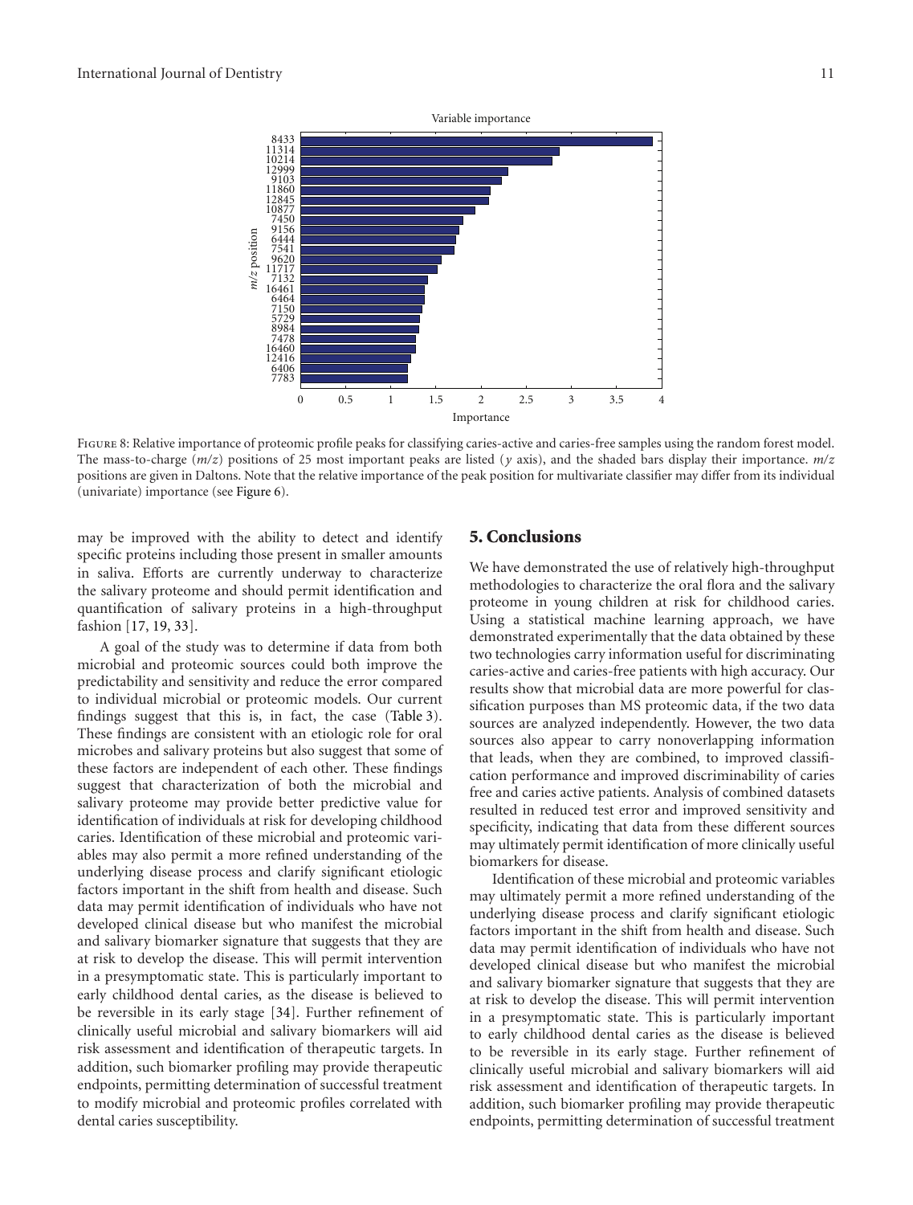FIGURE 8: Relative importance of proteomic profile peaks for classifying caries-active and caries-free samples using the random forest model. The mass-to-charge ($m/z$) positions of 25 most important peaks are listed ($y$ axis), and the shaded bars display their importance. $m/z$ positions are given in Daltons. Note that the relative importance of the peak position for multivariate classifier may differ from its individual (univariate) importance (see Figure 6).

may be improved with the ability to detect and identify specific proteins including those present in smaller amounts in saliva. Efforts are currently underway to characterize the salivary proteome and should permit identification and quantification of salivary proteins in a high-throughput fashion [17, 19, 33].

A goal of the study was to determine if data from both microbial and proteomic sources could both improve the predictability and sensitivity and reduce the error compared to individual microbial or proteomic models. Our current findings suggest that this is, in fact, the case (Table 3). These findings are consistent with an etiologic role for oral microbes and salivary proteins but also suggest that some of these factors are independent of each other. These findings suggest that characterization of both the microbial and salivary proteome may provide better predictive value for identification of individuals at risk for developing childhood caries. Identification of these microbial and proteomic variables may also permit a more refined understanding of the underlying disease process and clarify significant etiologic factors important in the shift from health and disease. Such data may permit identification of individuals who have not developed clinical disease but who manifest the microbial and salivary biomarker signature that suggests that they are at risk to develop the disease. This will permit intervention in a presymptomatic state. This is particularly important to early childhood dental caries, as the disease is believed to be reversible in its early stage [34]. Further refinement of clinically useful microbial and salivary biomarkers will aid risk assessment and identification of therapeutic targets. In addition, such biomarker profiling may provide therapeutic endpoints, permitting determination of successful treatment to modify microbial and proteomic profiles correlated with dental caries susceptibility.

## 5. Conclusions

We have demonstrated the use of relatively high-throughput methodologies to characterize the oral flora and the salivary proteome in young children at risk for childhood caries. Using a statistical machine learning approach, we have demonstrated experimentally that the data obtained by these two technologies carry information useful for discriminating caries-active and caries-free patients with high accuracy. Our results show that microbial data are more powerful for classification purposes than MS proteomic data, if the two data sources are analyzed independently. However, the two data sources also appear to carry nonoverlapping information that leads, when they are combined, to improved classification performance and improved discriminability of caries free and caries active patients. Analysis of combined datasets resulted in reduced test error and improved sensitivity and specificity, indicating that data from these different sources may ultimately permit identification of more clinically useful biomarkers for disease.

Identification of these microbial and proteomic variables may ultimately permit a more refined understanding of the underlying disease process and clarify significant etiologic factors important in the shift from health and disease. Such data may permit identification of individuals who have not developed clinical disease but who manifest the microbial and salivary biomarker signature that suggests that they are at risk to develop the disease. This will permit intervention in a presymptomatic state. This is particularly important to early childhood dental caries as the disease is believed to be reversible in its early stage. Further refinement of clinically useful microbial and salivary biomarkers will aid risk assessment and identification of therapeutic targets. In addition, such biomarker profiling may provide therapeutic endpoints, permitting determination of successful treatment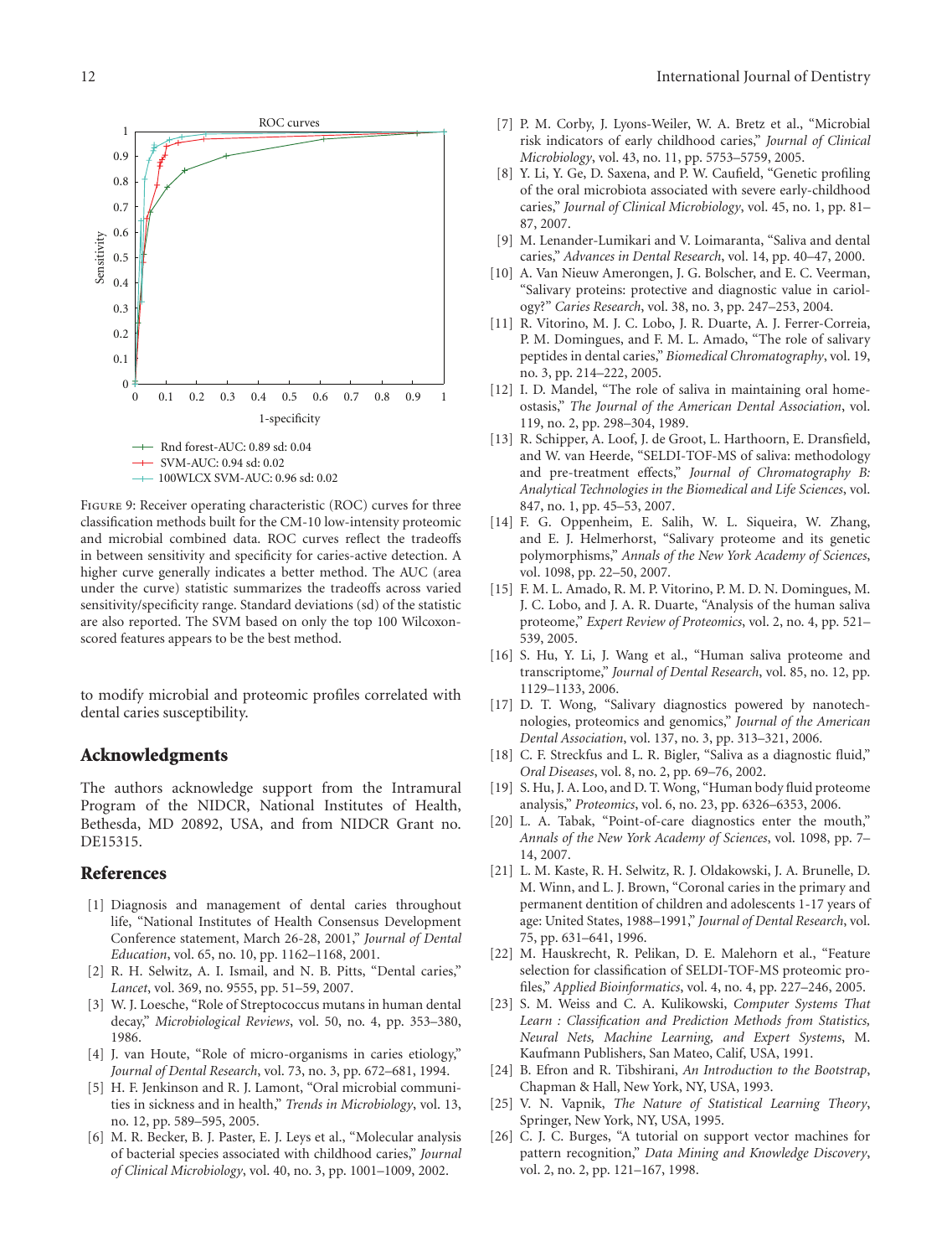FIGURE 9: Receiver operating characteristic (ROC) curves for three classification methods built for the CM-10 low-intensity proteomic and microbial combined data. ROC curves reflect the tradeoffs in between sensitivity and specificity for caries-active detection. A higher curve generally indicates a better method. The AUC (area under the curve) statistic summarizes the tradeoffs across varied sensitivity/specificity range. Standard deviations (sd) of the statistic are also reported. The SVM based on only the top 100 Wilcoxon-scored features appears to be the best method.

to modify microbial and proteomic profiles correlated with dental caries susceptibility.

## Acknowledgments

The authors acknowledge support from the Intramural Program of the NIDCR, National Institutes of Health, Bethesda, MD 20892, USA, and from NIDCR Grant no. DE15315.

## References

[1] Diagnosis and management of dental caries throughout life, "National Institutes of Health Consensus Development Conference statement, March 26-28, 2001," *Journal of Dental Education*, vol. 65, no. 10, pp. 1162–1168, 2001.

[2] R. H. Selwitz, A. I. Ismail, and N. B. Pitts, "Dental caries," *Lancet*, vol. 369, no. 9555, pp. 51–59, 2007.

[3] W. J. Loesche, "Role of Streptococcus mutans in human dental decay," *Microbiological Reviews*, vol. 50, no. 4, pp. 353–380, 1986.

[4] J. van Houte, "Role of micro-organisms in caries etiology," *Journal of Dental Research*, vol. 73, no. 3, pp. 672–681, 1994.

[5] H. F. Jenkinson and R. J. Lamont, "Oral microbial communities in sickness and in health," *Trends in Microbiology*, vol. 13, no. 12, pp. 589–595, 2005.

[6] M. R. Becker, B. J. Paster, E. J. Leys et al., "Molecular analysis of bacterial species associated with childhood caries," *Journal of Clinical Microbiology*, vol. 40, no. 3, pp. 1001–1009, 2002.

[7] P. M. Corby, J. Lyons-Weiler, W. A. Bretz et al., "Microbial risk indicators of early childhood caries," *Journal of Clinical Microbiology*, vol. 43, no. 11, pp. 5753–5759, 2005.

[8] Y. Li, Y. Ge, D. Saxena, and P. W. Caufield, "Genetic profiling of the oral microbiota associated with severe early-childhood caries," *Journal of Clinical Microbiology*, vol. 45, no. 1, pp. 81–87, 2007.

[9] M. Lenander-Lumikari and V. Loimaranta, "Saliva and dental caries," *Advances in Dental Research*, vol. 14, pp. 40–47, 2000.

[10] A. Van Nieuw Amerongen, J. G. Bolscher, and E. C. Veerman, "Salivary proteins: protective and diagnostic value in cariology?" *Caries Research*, vol. 38, no. 3, pp. 247–253, 2004.

[11] R. Vitorino, M. J. C. Lobo, J. R. Duarte, A. J. Ferrer-Correia, P. M. Domingues, and F. M. L. Amado, "The role of salivary peptides in dental caries," *Biomedical Chromatography*, vol. 19, no. 3, pp. 214–222, 2005.

[12] I. D. Mandel, "The role of saliva in maintaining oral homeostasis," *The Journal of the American Dental Association*, vol. 119, no. 2, pp. 298–304, 1989.

[13] R. Schipper, A. Loof, J. de Groot, L. Harthoorn, E. Dransfield, and W. van Heerde, "SELDI-TOF-MS of saliva: methodology and pre-treatment effects," *Journal of Chromatography B: Analytical Technologies in the Biomedical and Life Sciences*, vol. 847, no. 1, pp. 45–53, 2007.

[14] F. G. Oppenheim, E. Salih, W. L. Siqueira, W. Zhang, and E. J. Helmerhorst, "Salivary proteome and its genetic polymorphisms," *Annals of the New York Academy of Sciences*, vol. 1098, pp. 22–50, 2007.

[15] F. M. L. Amado, R. M. P. Vitorino, P. M. D. N. Domingues, M. J. C. Lobo, and J. A. R. Duarte, "Analysis of the human saliva proteome," *Expert Review of Proteomics*, vol. 2, no. 4, pp. 521–539, 2005.

[16] S. Hu, Y. Li, J. Wang et al., "Human saliva proteome and transcriptome," *Journal of Dental Research*, vol. 85, no. 12, pp. 1129–1133, 2006.

[17] D. T. Wong, "Salivary diagnostics powered by nanotechnologies, proteomics and genomics," *Journal of the American Dental Association*, vol. 137, no. 3, pp. 313–321, 2006.

[18] C. F. Streckfus and L. R. Bigler, "Saliva as a diagnostic fluid," *Oral Diseases*, vol. 8, no. 2, pp. 69–76, 2002.

[19] S. Hu, J. A. Loo, and D. T. Wong, "Human body fluid proteome analysis," *Proteomics*, vol. 6, no. 23, pp. 6326–6353, 2006.

[20] L. A. Tabak, "Point-of-care diagnostics enter the mouth," *Annals of the New York Academy of Sciences*, vol. 1098, pp. 7–14, 2007.

[21] L. M. Kaste, R. H. Selwitz, R. J. Oldakowski, J. A. Brunelle, D. M. Winn, and L. J. Brown, "Coronal caries in the primary and permanent dentition of children and adolescents 1-17 years of age: United States, 1988–1991," *Journal of Dental Research*, vol. 75, pp. 631–641, 1996.

[22] M. Hauskrecht, R. Pelikan, D. E. Malehorn et al., "Feature selection for classification of SELDI-TOF-MS proteomic profiles," *Applied Bioinformatics*, vol. 4, no. 4, pp. 227–246, 2005.

[23] S. M. Weiss and C. A. Kulikowski, *Computer Systems That Learn : Classification and Prediction Methods from Statistics, Neural Nets, Machine Learning, and Expert Systems*, M. Kaufmann Publishers, San Mateo, Calif, USA, 1991.

[24] B. Efron and R. Tibshirani, *An Introduction to the Bootstrap*, Chapman & Hall, New York, NY, USA, 1993.

[25] V. N. Vapnik, *The Nature of Statistical Learning Theory*, Springer, New York, NY, USA, 1995.

[26] C. J. C. Burges, "A tutorial on support vector machines for pattern recognition," *Data Mining and Knowledge Discovery*, vol. 2, no. 2, pp. 121–167, 1998.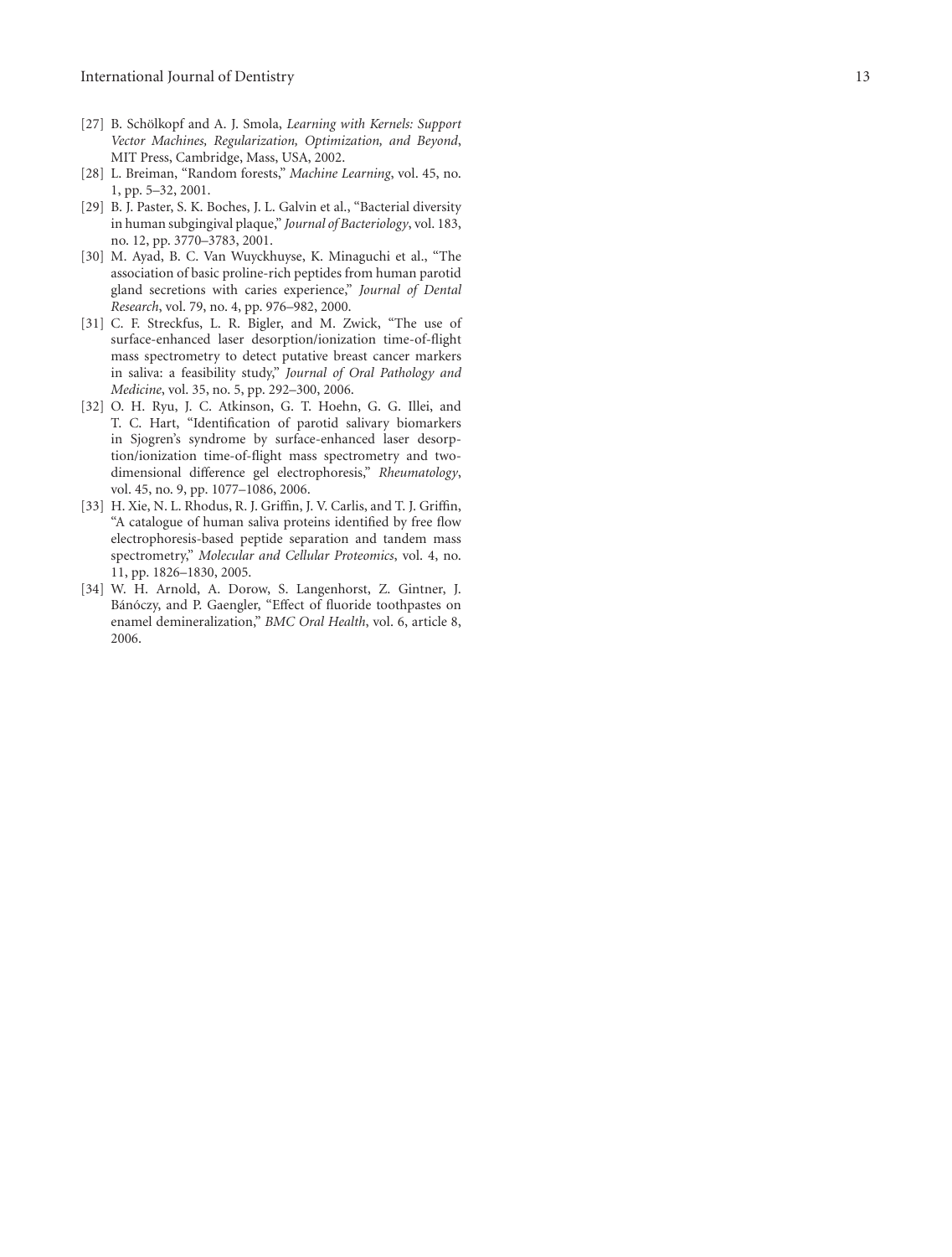[27] B. Schölkopf and A. J. Smola, *Learning with Kernels: Support Vector Machines, Regularization, Optimization, and Beyond*, MIT Press, Cambridge, Mass, USA, 2002.

[28] L. Breiman, "Random forests," *Machine Learning*, vol. 45, no. 1, pp. 5–32, 2001.

[29] B. J. Paster, S. K. Boches, J. L. Galvin et al., "Bacterial diversity in human subgingival plaque," *Journal of Bacteriology*, vol. 183, no. 12, pp. 3770–3783, 2001.

[30] M. Ayad, B. C. Van Wuyckhuyse, K. Minaguchi et al., "The association of basic proline-rich peptides from human parotid gland secretions with caries experience," *Journal of Dental Research*, vol. 79, no. 4, pp. 976–982, 2000.

[31] C. F. Streckfus, L. R. Bigler, and M. Zwick, "The use of surface-enhanced laser desorption/ionization time-of-flight mass spectrometry to detect putative breast cancer markers in saliva: a feasibility study," *Journal of Oral Pathology and Medicine*, vol. 35, no. 5, pp. 292–300, 2006.

[32] O. H. Ryu, J. C. Atkinson, G. T. Hoehn, G. G. Illei, and T. C. Hart, "Identification of parotid salivary biomarkers in Sjogren's syndrome by surface-enhanced laser desorption/ionization time-of-flight mass spectrometry and two-dimensional difference gel electrophoresis," *Rheumatology*, vol. 45, no. 9, pp. 1077–1086, 2006.

[33] H. Xie, N. L. Rhodus, R. J. Griffin, J. V. Carlis, and T. J. Griffin, "A catalogue of human saliva proteins identified by free flow electrophoresis-based peptide separation and tandem mass spectrometry," *Molecular and Cellular Proteomics*, vol. 4, no. 11, pp. 1826–1830, 2005.

[34] W. H. Arnold, A. Dorow, S. Langenhorst, Z. Gintner, J. Bánóczy, and P. Gaengler, "Effect of fluoride toothpastes on enamel demineralization," *BMC Oral Health*, vol. 6, article 8, 2006.